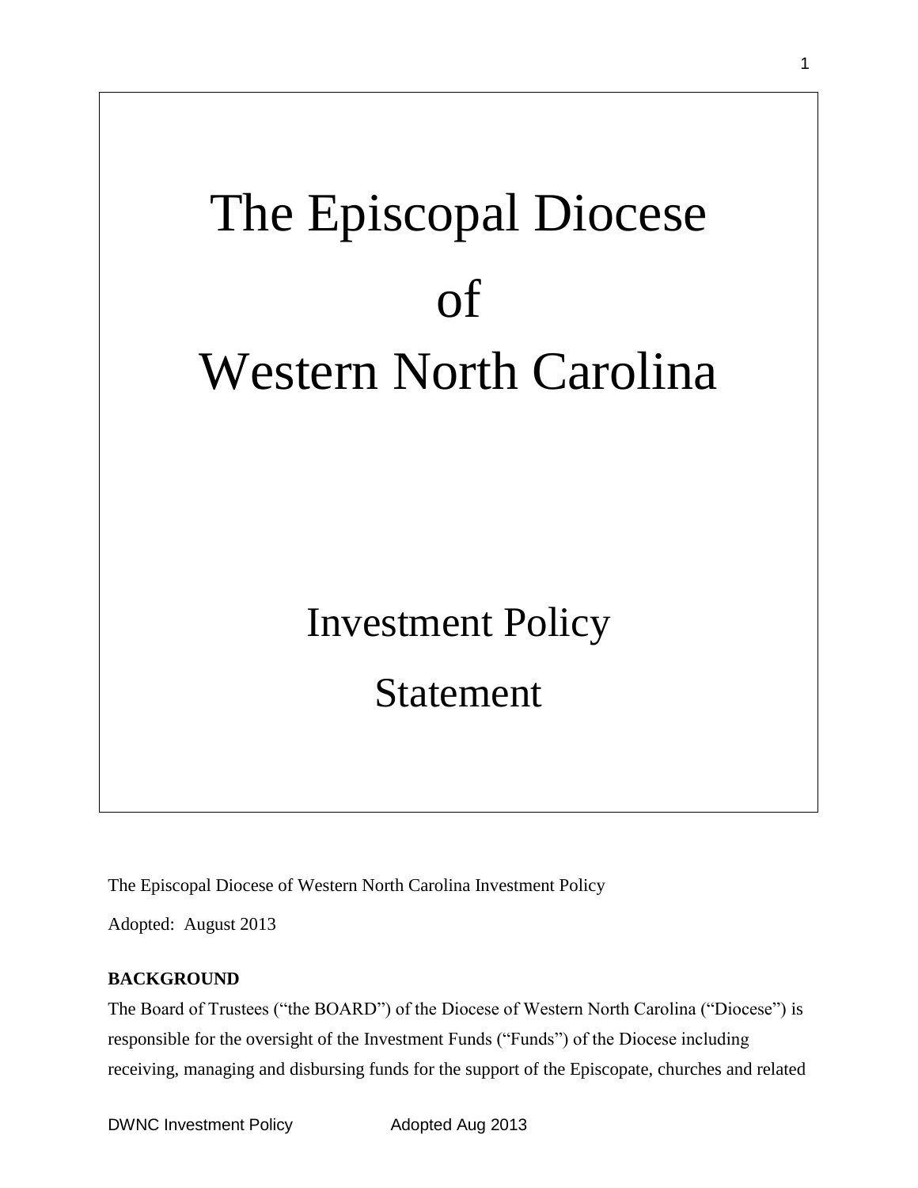# The Episcopal Diocese of Western North Carolina

## Investment Policy Statement

The Episcopal Diocese of Western North Carolina Investment Policy

Adopted: August 2013

**BACKGROUND**

The Board of Trustees ("the BOARD") of the Diocese of Western North Carolina ("Diocese") is responsible for the oversight of the Investment Funds ("Funds") of the Diocese including receiving, managing and disbursing funds for the support of the Episcopate, churches and related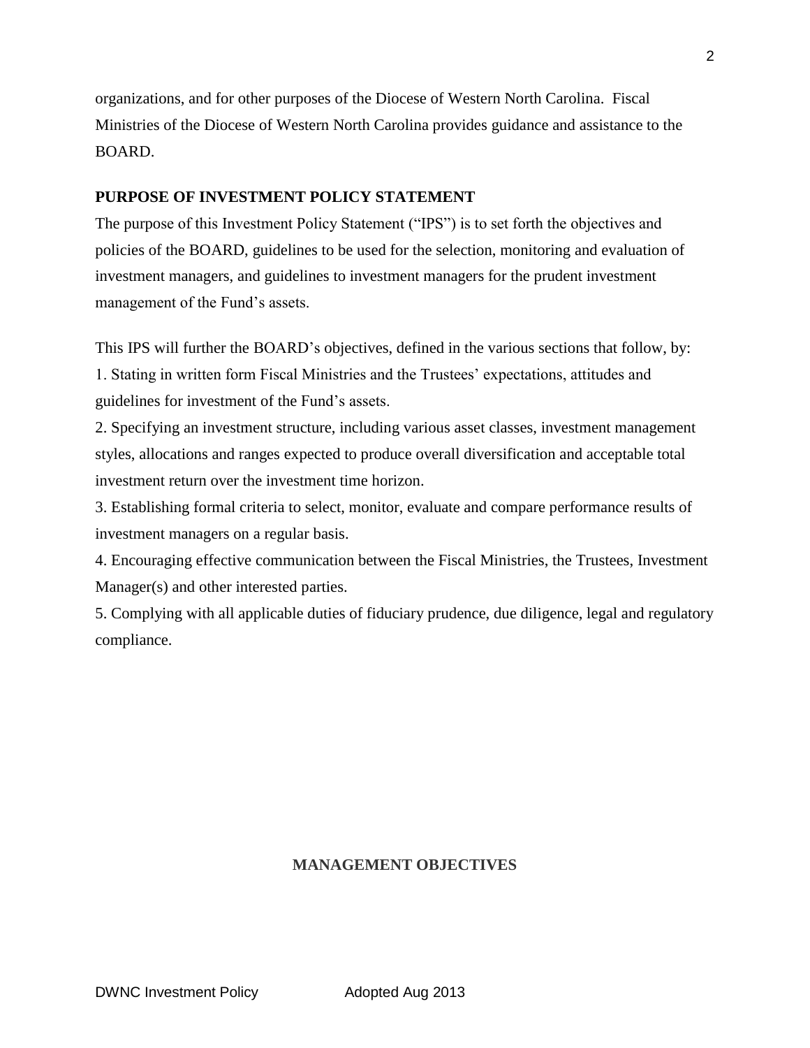organizations, and for other purposes of the Diocese of Western North Carolina. Fiscal Ministries of the Diocese of Western North Carolina provides guidance and assistance to the BOARD.

**PURPOSE OF INVESTMENT POLICY STATEMENT**

The purpose of this Investment Policy Statement ("IPS") is to set forth the objectives and policies of the BOARD, guidelines to be used for the selection, monitoring and evaluation of investment managers, and guidelines to investment managers for the prudent investment management of the Fund's assets.

This IPS will further the BOARD's objectives, defined in the various sections that follow, by:

1. Stating in written form Fiscal Ministries and the Trustees' expectations, attitudes and guidelines for investment of the Fund's assets.
2. Specifying an investment structure, including various asset classes, investment management styles, allocations and ranges expected to produce overall diversification and acceptable total investment return over the investment time horizon.
3. Establishing formal criteria to select, monitor, evaluate and compare performance results of investment managers on a regular basis.
4. Encouraging effective communication between the Fiscal Ministries, the Trustees, Investment Manager(s) and other interested parties.
5. Complying with all applicable duties of fiduciary prudence, due diligence, legal and regulatory compliance.

**MANAGEMENT OBJECTIVES**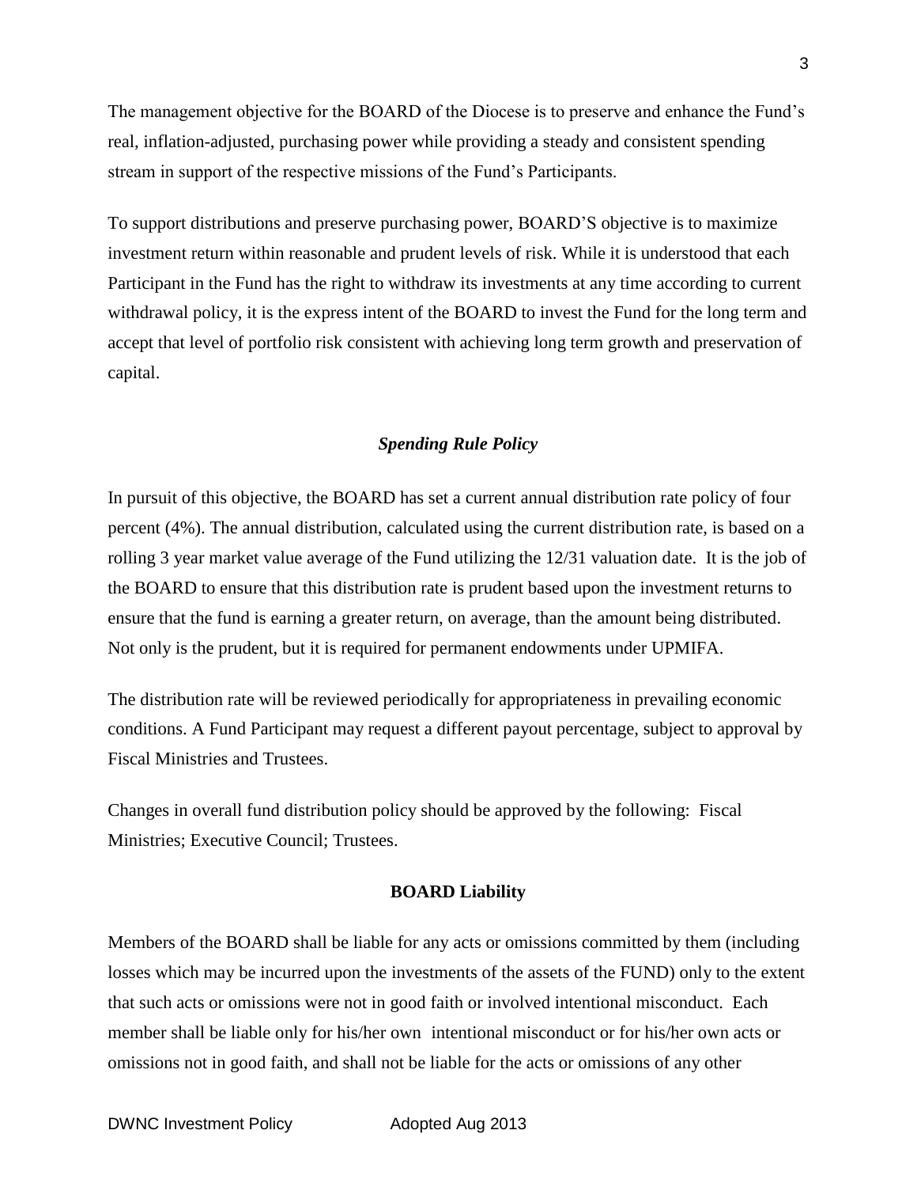The management objective for the BOARD of the Diocese is to preserve and enhance the Fund's real, inflation-adjusted, purchasing power while providing a steady and consistent spending stream in support of the respective missions of the Fund's Participants.

To support distributions and preserve purchasing power, BOARD'S objective is to maximize investment return within reasonable and prudent levels of risk. While it is understood that each Participant in the Fund has the right to withdraw its investments at any time according to current withdrawal policy, it is the express intent of the BOARD to invest the Fund for the long term and accept that level of portfolio risk consistent with achieving long term growth and preservation of capital.

### *Spending Rule Policy*

In pursuit of this objective, the BOARD has set a current annual distribution rate policy of four percent (4%). The annual distribution, calculated using the current distribution rate, is based on a rolling 3 year market value average of the Fund utilizing the 12/31 valuation date. It is the job of the BOARD to ensure that this distribution rate is prudent based upon the investment returns to ensure that the fund is earning a greater return, on average, than the amount being distributed. Not only is the prudent, but it is required for permanent endowments under UPMIFA.

The distribution rate will be reviewed periodically for appropriateness in prevailing economic conditions. A Fund Participant may request a different payout percentage, subject to approval by Fiscal Ministries and Trustees.

Changes in overall fund distribution policy should be approved by the following: Fiscal Ministries; Executive Council; Trustees.

### **BOARD Liability**

Members of the BOARD shall be liable for any acts or omissions committed by them (including losses which may be incurred upon the investments of the assets of the FUND) only to the extent that such acts or omissions were not in good faith or involved intentional misconduct. Each member shall be liable only for his/her own intentional misconduct or for his/her own acts or omissions not in good faith, and shall not be liable for the acts or omissions of any other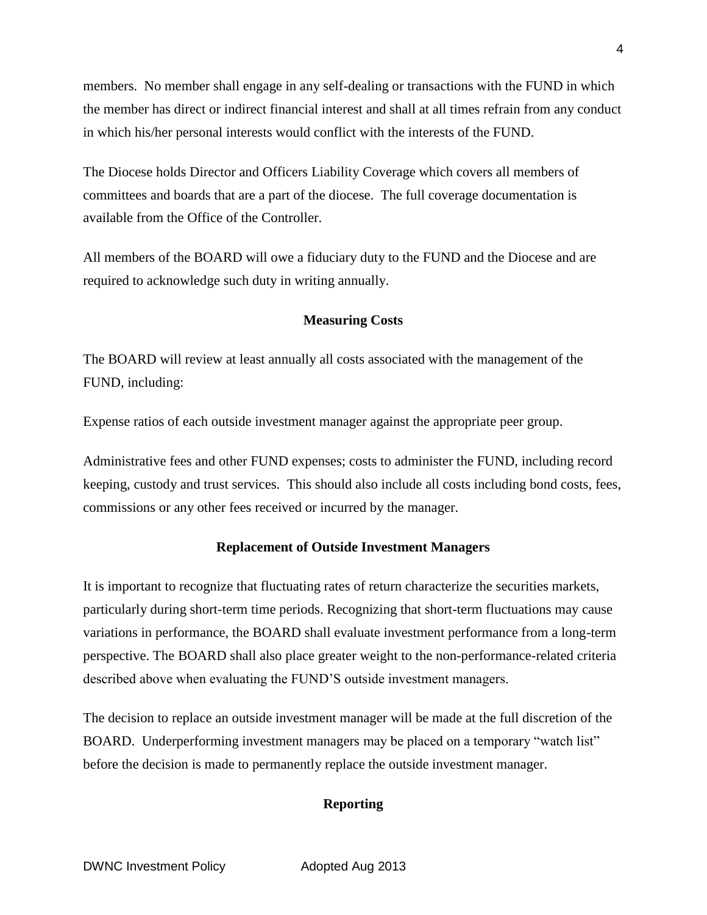members. No member shall engage in any self-dealing or transactions with the FUND in which the member has direct or indirect financial interest and shall at all times refrain from any conduct in which his/her personal interests would conflict with the interests of the FUND.

The Diocese holds Director and Officers Liability Coverage which covers all members of committees and boards that are a part of the diocese. The full coverage documentation is available from the Office of the Controller.

All members of the BOARD will owe a fiduciary duty to the FUND and the Diocese and are required to acknowledge such duty in writing annually.

**Measuring Costs**

The BOARD will review at least annually all costs associated with the management of the FUND, including:

Expense ratios of each outside investment manager against the appropriate peer group.

Administrative fees and other FUND expenses; costs to administer the FUND, including record keeping, custody and trust services. This should also include all costs including bond costs, fees, commissions or any other fees received or incurred by the manager.

**Replacement of Outside Investment Managers**

It is important to recognize that fluctuating rates of return characterize the securities markets, particularly during short-term time periods. Recognizing that short-term fluctuations may cause variations in performance, the BOARD shall evaluate investment performance from a long-term perspective. The BOARD shall also place greater weight to the non-performance-related criteria described above when evaluating the FUND'S outside investment managers.

The decision to replace an outside investment manager will be made at the full discretion of the BOARD. Underperforming investment managers may be placed on a temporary "watch list" before the decision is made to permanently replace the outside investment manager.

**Reporting**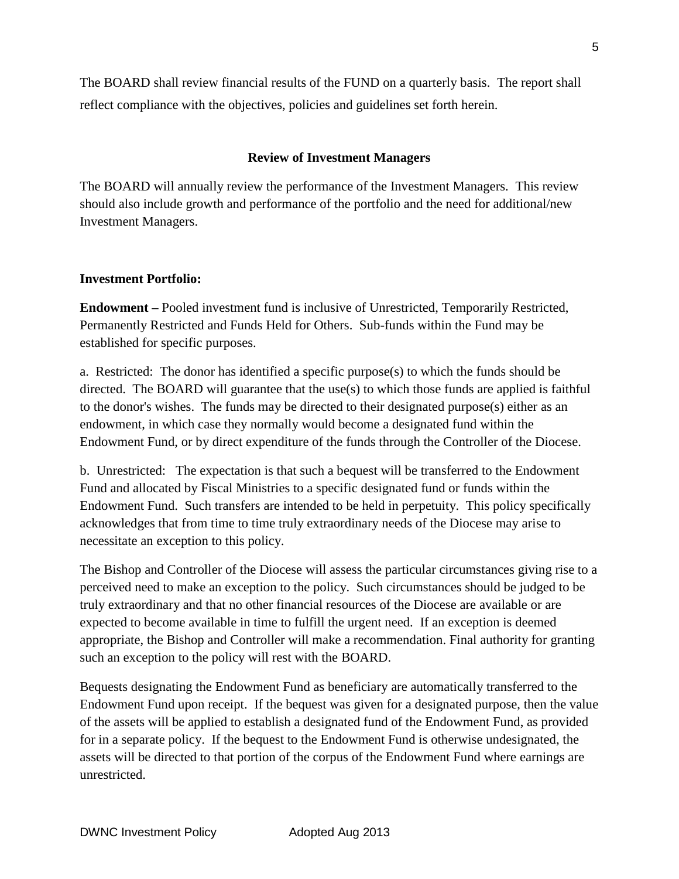The BOARD shall review financial results of the FUND on a quarterly basis. The report shall reflect compliance with the objectives, policies and guidelines set forth herein.

### Review of Investment Managers

The BOARD will annually review the performance of the Investment Managers. This review should also include growth and performance of the portfolio and the need for additional/new Investment Managers.

**Investment Portfolio:**

**Endowment –** Pooled investment fund is inclusive of Unrestricted, Temporarily Restricted, Permanently Restricted and Funds Held for Others. Sub-funds within the Fund may be established for specific purposes.

a. Restricted: The donor has identified a specific purpose(s) to which the funds should be directed. The BOARD will guarantee that the use(s) to which those funds are applied is faithful to the donor's wishes. The funds may be directed to their designated purpose(s) either as an endowment, in which case they normally would become a designated fund within the Endowment Fund, or by direct expenditure of the funds through the Controller of the Diocese.

b. Unrestricted: The expectation is that such a bequest will be transferred to the Endowment Fund and allocated by Fiscal Ministries to a specific designated fund or funds within the Endowment Fund. Such transfers are intended to be held in perpetuity. This policy specifically acknowledges that from time to time truly extraordinary needs of the Diocese may arise to necessitate an exception to this policy.

The Bishop and Controller of the Diocese will assess the particular circumstances giving rise to a perceived need to make an exception to the policy. Such circumstances should be judged to be truly extraordinary and that no other financial resources of the Diocese are available or are expected to become available in time to fulfill the urgent need. If an exception is deemed appropriate, the Bishop and Controller will make a recommendation. Final authority for granting such an exception to the policy will rest with the BOARD.

Bequests designating the Endowment Fund as beneficiary are automatically transferred to the Endowment Fund upon receipt. If the bequest was given for a designated purpose, then the value of the assets will be applied to establish a designated fund of the Endowment Fund, as provided for in a separate policy. If the bequest to the Endowment Fund is otherwise undesignated, the assets will be directed to that portion of the corpus of the Endowment Fund where earnings are unrestricted.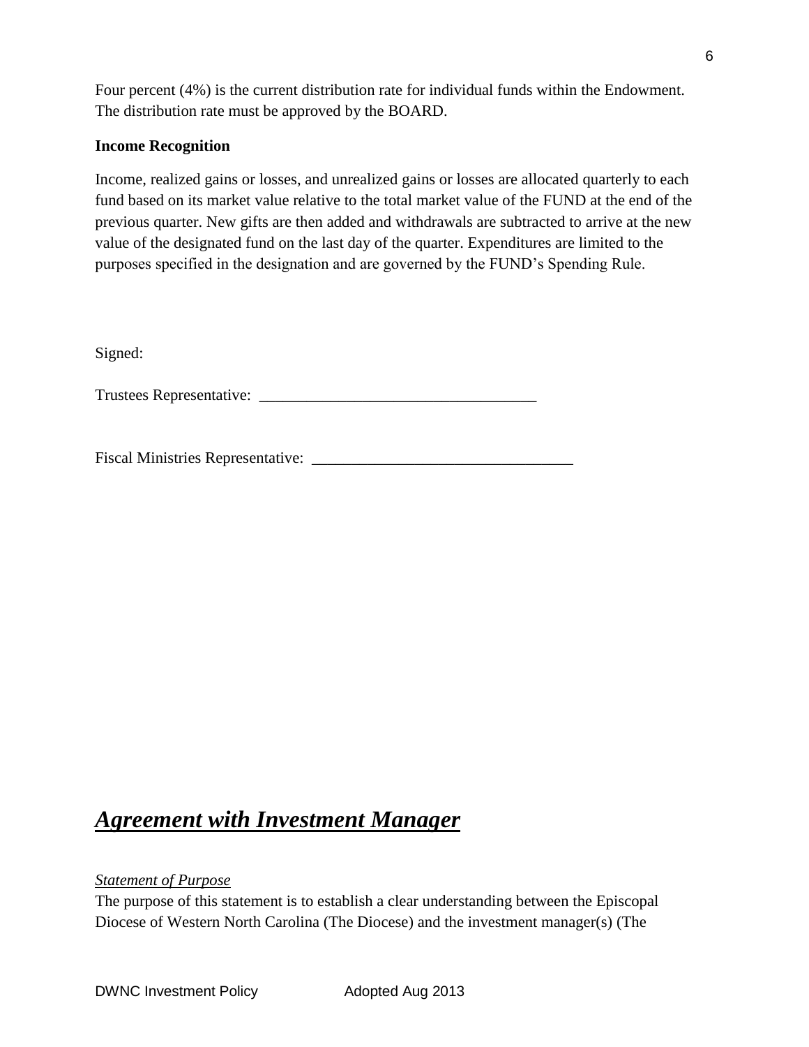Four percent (4%) is the current distribution rate for individual funds within the Endowment. The distribution rate must be approved by the BOARD.

**Income Recognition**

Income, realized gains or losses, and unrealized gains or losses are allocated quarterly to each fund based on its market value relative to the total market value of the FUND at the end of the previous quarter. New gifts are then added and withdrawals are subtracted to arrive at the new value of the designated fund on the last day of the quarter. Expenditures are limited to the purposes specified in the designation and are governed by the FUND's Spending Rule.

Signed:

Trustees Representative: ___________________________________

Fiscal Ministries Representative: _________________________________

# ***Agreement with Investment Manager***

*Statement of Purpose*

The purpose of this statement is to establish a clear understanding between the Episcopal Diocese of Western North Carolina (The Diocese) and the investment manager(s) (The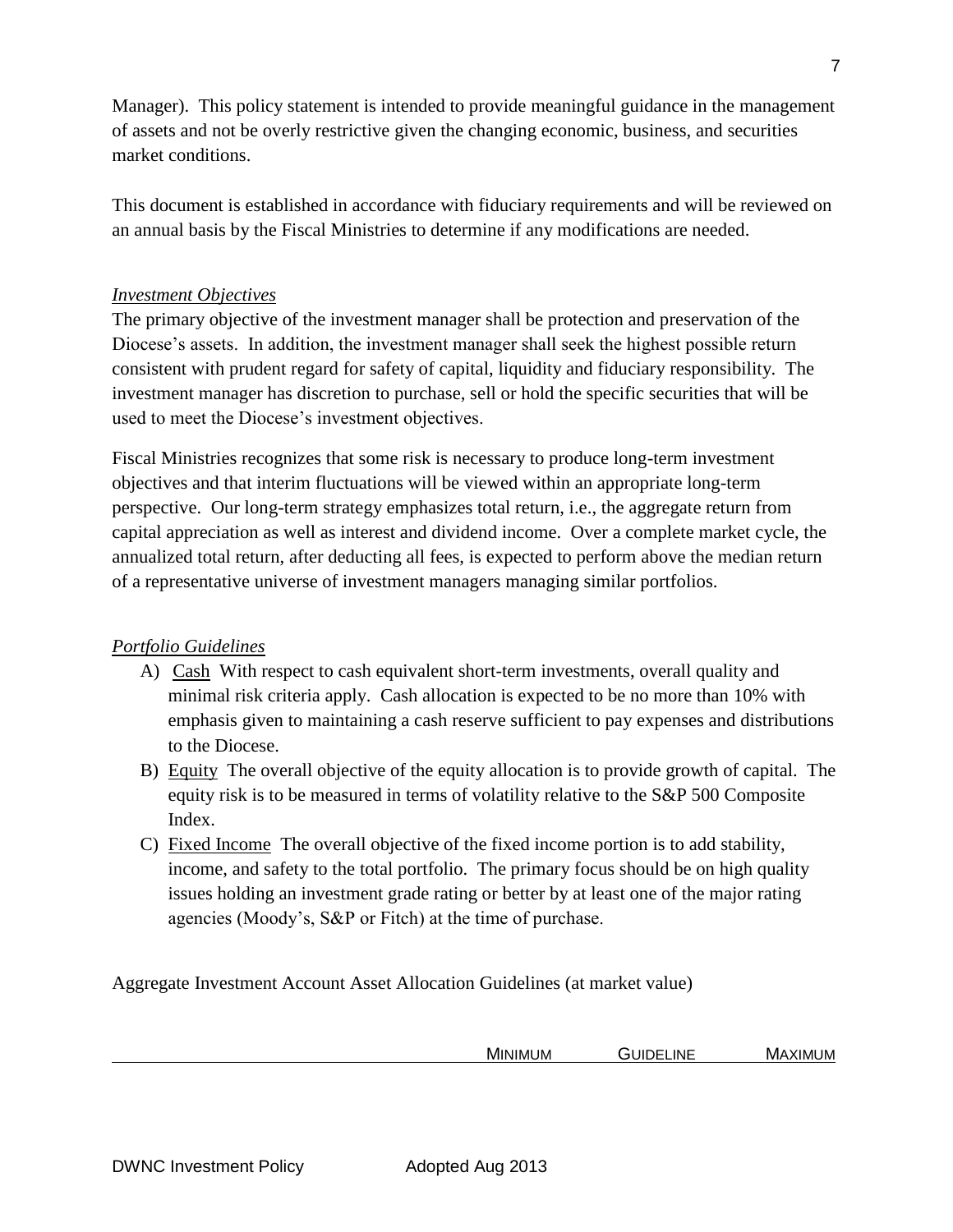Manager). This policy statement is intended to provide meaningful guidance in the management of assets and not be overly restrictive given the changing economic, business, and securities market conditions.

This document is established in accordance with fiduciary requirements and will be reviewed on an annual basis by the Fiscal Ministries to determine if any modifications are needed.

*Investment Objectives*

The primary objective of the investment manager shall be protection and preservation of the Diocese's assets. In addition, the investment manager shall seek the highest possible return consistent with prudent regard for safety of capital, liquidity and fiduciary responsibility. The investment manager has discretion to purchase, sell or hold the specific securities that will be used to meet the Diocese's investment objectives.

Fiscal Ministries recognizes that some risk is necessary to produce long-term investment objectives and that interim fluctuations will be viewed within an appropriate long-term perspective. Our long-term strategy emphasizes total return, i.e., the aggregate return from capital appreciation as well as interest and dividend income. Over a complete market cycle, the annualized total return, after deducting all fees, is expected to perform above the median return of a representative universe of investment managers managing similar portfolios.

*Portfolio Guidelines*

A) Cash With respect to cash equivalent short-term investments, overall quality and minimal risk criteria apply. Cash allocation is expected to be no more than 10% with emphasis given to maintaining a cash reserve sufficient to pay expenses and distributions to the Diocese.
B) Equity The overall objective of the equity allocation is to provide growth of capital. The equity risk is to be measured in terms of volatility relative to the S&P 500 Composite Index.
C) Fixed Income The overall objective of the fixed income portion is to add stability, income, and safety to the total portfolio. The primary focus should be on high quality issues holding an investment grade rating or better by at least one of the major rating agencies (Moody's, S&P or Fitch) at the time of purchase.

Aggregate Investment Account Asset Allocation Guidelines (at market value)

| | MINIMUM | GUIDELINE | MAXIMUM |
|---|---|---|---|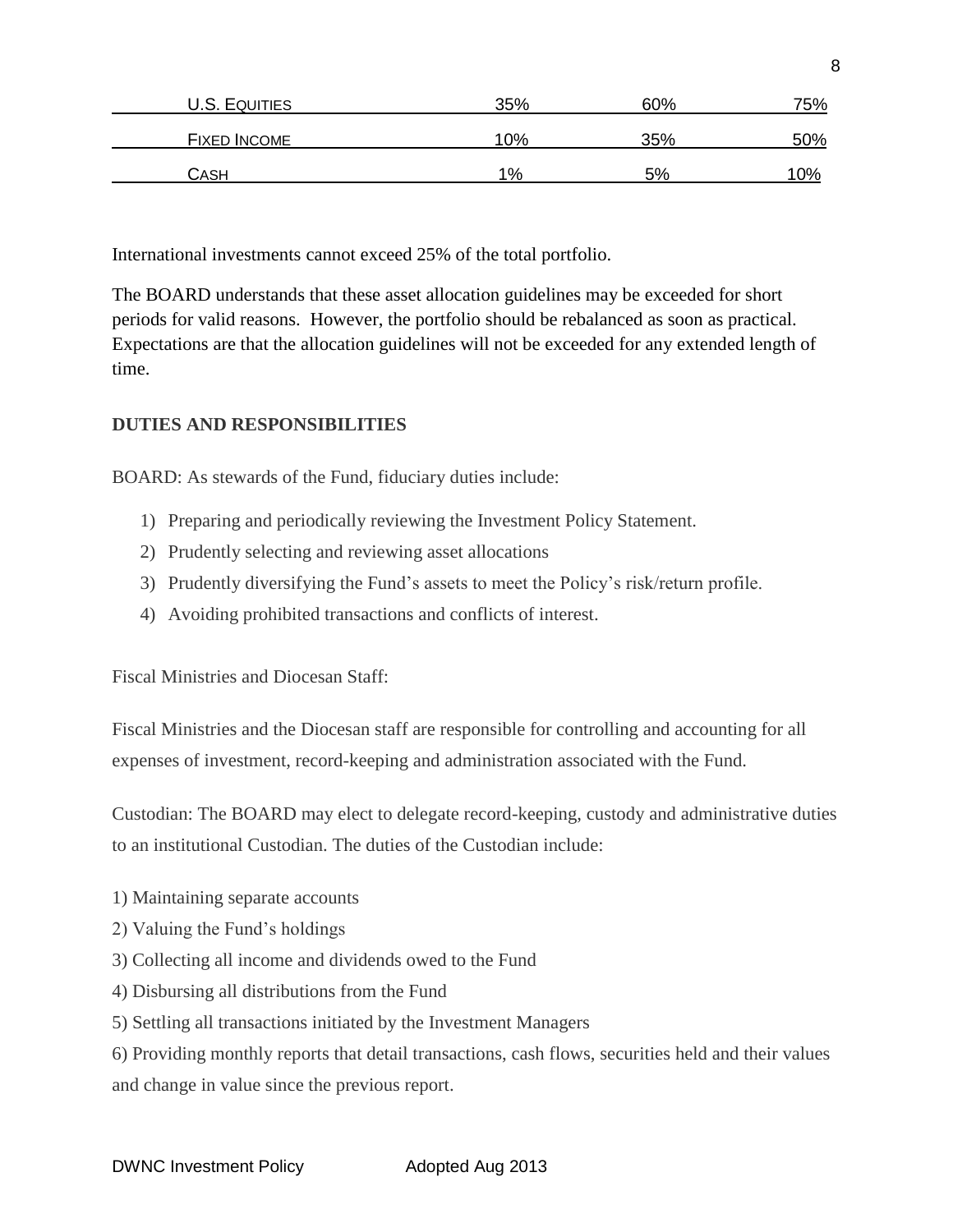| U.S. Equities | 35% | 60% | 75% |
|---|---|---|---|
| Fixed Income | 10% | 35% | 50% |
| Cash | 1% | 5% | 10% |

International investments cannot exceed 25% of the total portfolio.

The BOARD understands that these asset allocation guidelines may be exceeded for short periods for valid reasons. However, the portfolio should be rebalanced as soon as practical. Expectations are that the allocation guidelines will not be exceeded for any extended length of time.

**DUTIES AND RESPONSIBILITIES**

BOARD: As stewards of the Fund, fiduciary duties include:

1) Preparing and periodically reviewing the Investment Policy Statement.
2) Prudently selecting and reviewing asset allocations
3) Prudently diversifying the Fund's assets to meet the Policy's risk/return profile.
4) Avoiding prohibited transactions and conflicts of interest.

Fiscal Ministries and Diocesan Staff:

Fiscal Ministries and the Diocesan staff are responsible for controlling and accounting for all expenses of investment, record-keeping and administration associated with the Fund.

Custodian: The BOARD may elect to delegate record-keeping, custody and administrative duties to an institutional Custodian. The duties of the Custodian include:

1) Maintaining separate accounts
2) Valuing the Fund's holdings
3) Collecting all income and dividends owed to the Fund
4) Disbursing all distributions from the Fund
5) Settling all transactions initiated by the Investment Managers
6) Providing monthly reports that detail transactions, cash flows, securities held and their values and change in value since the previous report.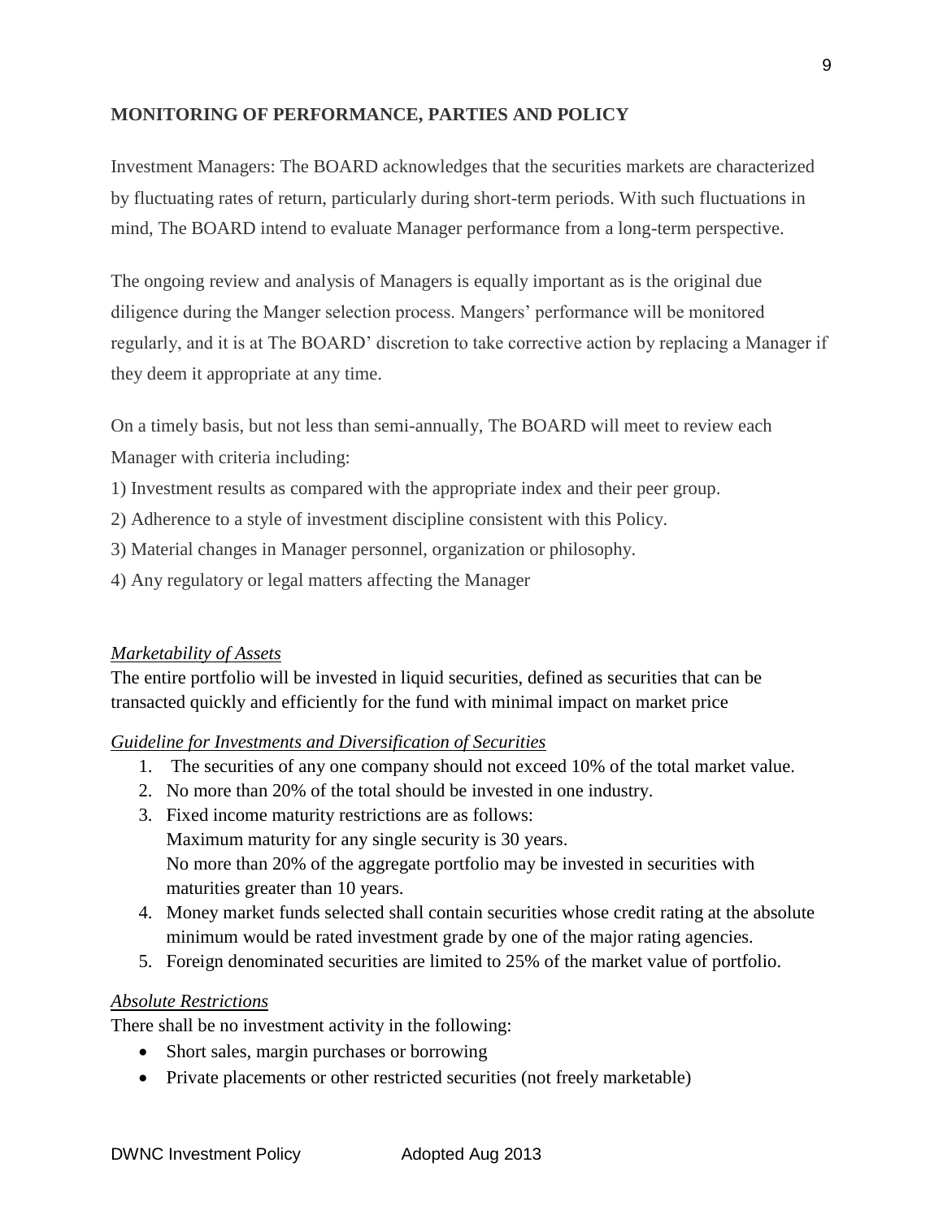## MONITORING OF PERFORMANCE, PARTIES AND POLICY

Investment Managers: The BOARD acknowledges that the securities markets are characterized by fluctuating rates of return, particularly during short-term periods. With such fluctuations in mind, The BOARD intend to evaluate Manager performance from a long-term perspective.

The ongoing review and analysis of Managers is equally important as is the original due diligence during the Manger selection process. Mangers' performance will be monitored regularly, and it is at The BOARD' discretion to take corrective action by replacing a Manager if they deem it appropriate at any time.

On a timely basis, but not less than semi-annually, The BOARD will meet to review each Manager with criteria including:

1) Investment results as compared with the appropriate index and their peer group.
2) Adherence to a style of investment discipline consistent with this Policy.
3) Material changes in Manager personnel, organization or philosophy.
4) Any regulatory or legal matters affecting the Manager

*Marketability of Assets*

The entire portfolio will be invested in liquid securities, defined as securities that can be transacted quickly and efficiently for the fund with minimal impact on market price

*Guideline for Investments and Diversification of Securities*

1. The securities of any one company should not exceed 10% of the total market value.
2. No more than 20% of the total should be invested in one industry.
3. Fixed income maturity restrictions are as follows:
   Maximum maturity for any single security is 30 years.
   No more than 20% of the aggregate portfolio may be invested in securities with maturities greater than 10 years.
4. Money market funds selected shall contain securities whose credit rating at the absolute minimum would be rated investment grade by one of the major rating agencies.
5. Foreign denominated securities are limited to 25% of the market value of portfolio.

*Absolute Restrictions*

There shall be no investment activity in the following:

- Short sales, margin purchases or borrowing
- Private placements or other restricted securities (not freely marketable)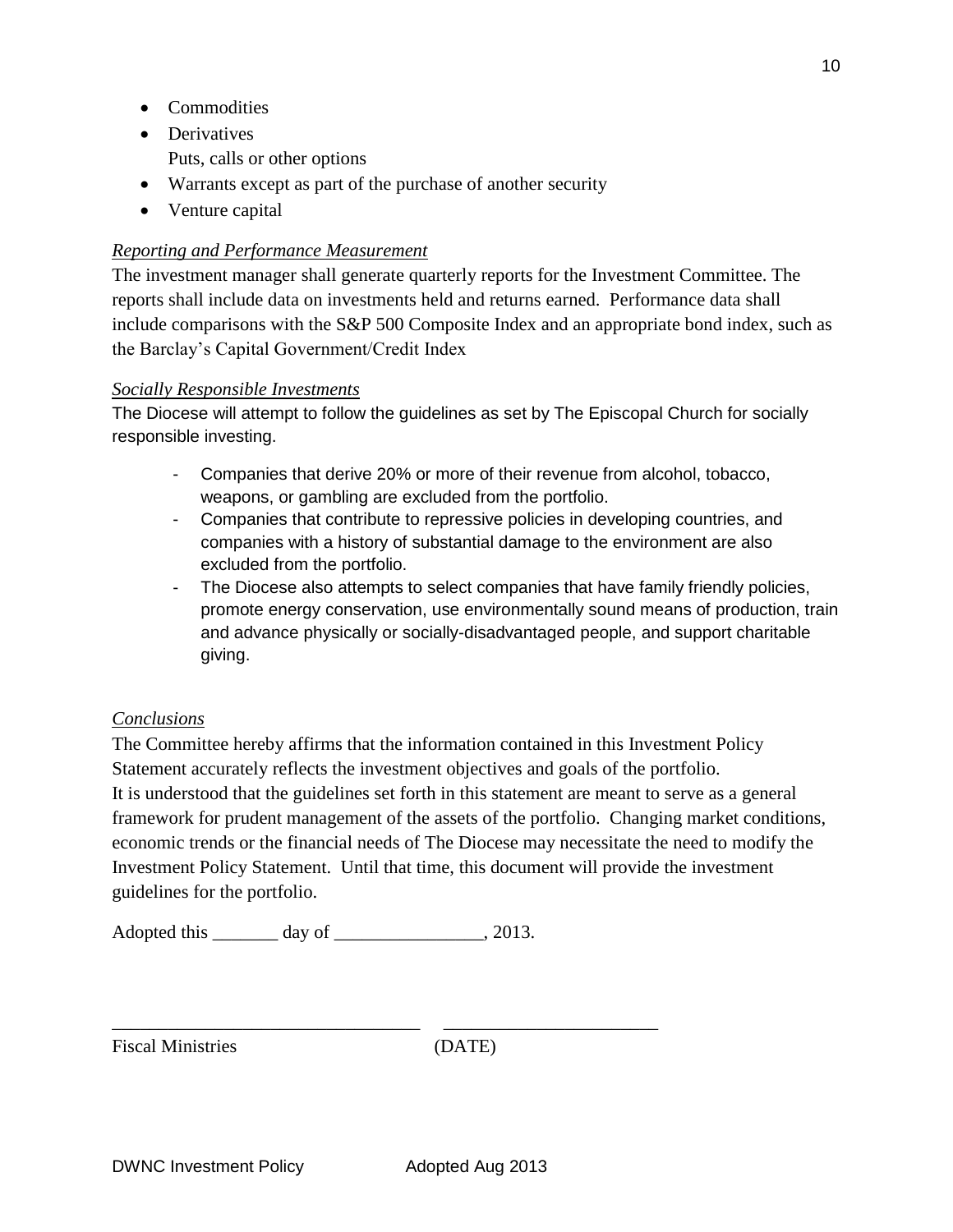- Commodities
- Derivatives
  Puts, calls or other options
- Warrants except as part of the purchase of another security
- Venture capital

*Reporting and Performance Measurement*

The investment manager shall generate quarterly reports for the Investment Committee. The reports shall include data on investments held and returns earned. Performance data shall include comparisons with the S&P 500 Composite Index and an appropriate bond index, such as the Barclay's Capital Government/Credit Index

*Socially Responsible Investments*

The Diocese will attempt to follow the guidelines as set by The Episcopal Church for socially responsible investing.

- Companies that derive 20% or more of their revenue from alcohol, tobacco, weapons, or gambling are excluded from the portfolio.
- Companies that contribute to repressive policies in developing countries, and companies with a history of substantial damage to the environment are also excluded from the portfolio.
- The Diocese also attempts to select companies that have family friendly policies, promote energy conservation, use environmentally sound means of production, train and advance physically or socially-disadvantaged people, and support charitable giving.

*Conclusions*

The Committee hereby affirms that the information contained in this Investment Policy Statement accurately reflects the investment objectives and goals of the portfolio.
It is understood that the guidelines set forth in this statement are meant to serve as a general framework for prudent management of the assets of the portfolio. Changing market conditions, economic trends or the financial needs of The Diocese may necessitate the need to modify the Investment Policy Statement. Until that time, this document will provide the investment guidelines for the portfolio.

Adopted this _______ day of ________________, 2013.

_________________________________ _______________________

Fiscal Ministries (DATE)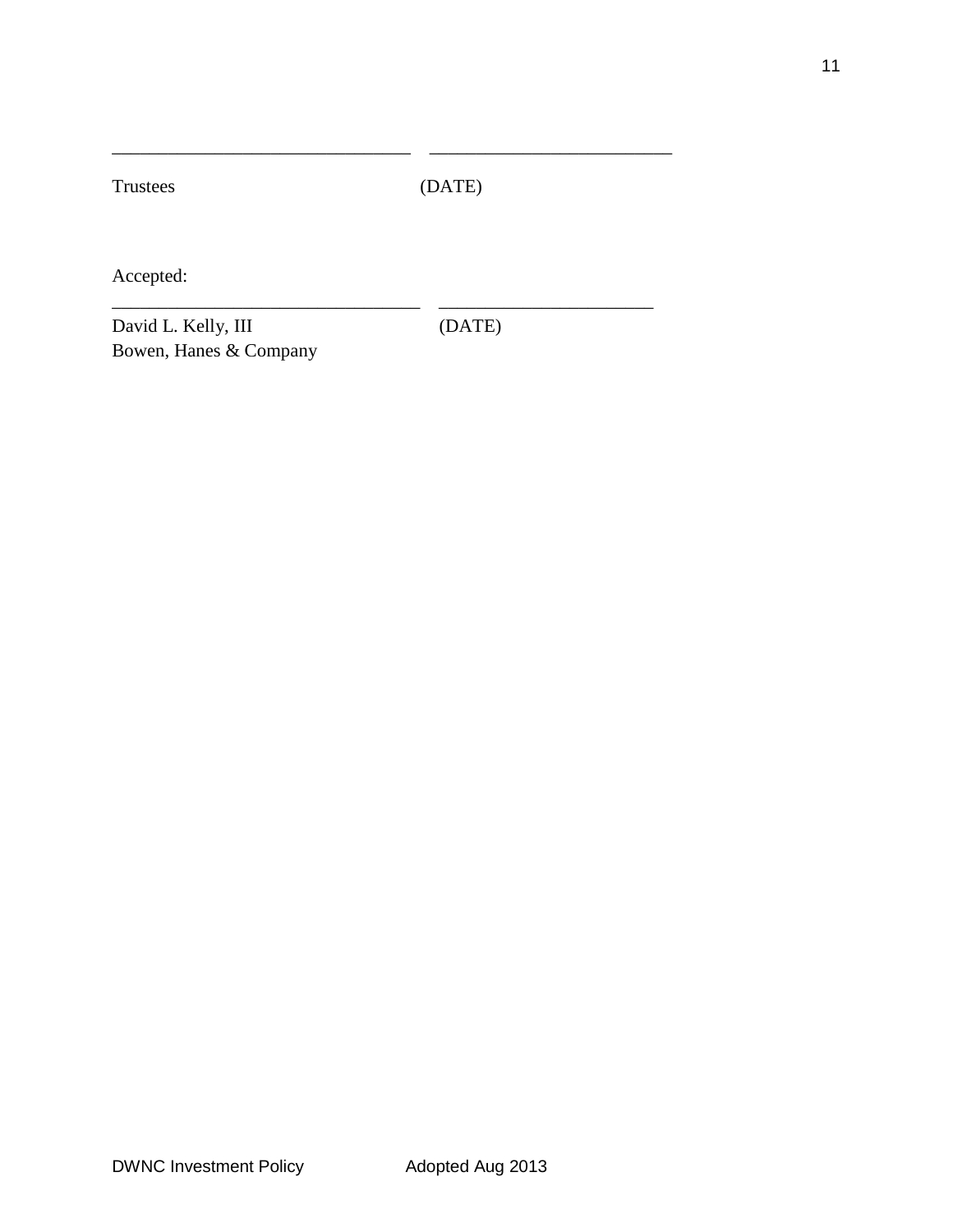\_\_\_\_\_\_\_\_\_\_\_\_\_\_\_\_\_\_\_\_\_\_\_\_\_\_\_\_\_\_\_\_ \_\_\_\_\_\_\_\_\_\_\_\_\_\_\_\_\_\_\_\_\_\_\_\_\_\_

Trustees (DATE)

Accepted:

\_\_\_\_\_\_\_\_\_\_\_\_\_\_\_\_\_\_\_\_\_\_\_\_\_\_\_\_\_\_\_\_\_ \_\_\_\_\_\_\_\_\_\_\_\_\_\_\_\_\_\_\_\_\_\_\_

David L. Kelly, III (DATE)
Bowen, Hanes & Company